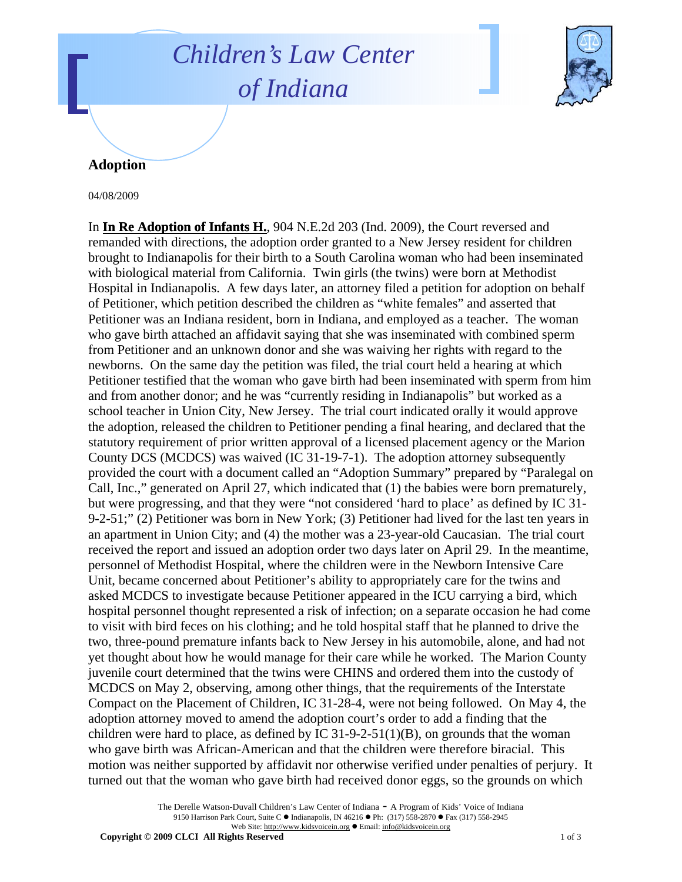# Children's Law Center of Indiana

## Adoption

04/08/2009

In **In Re Adoption of Infants H.**, 904 N.E.2d 203 (Ind. 2009), the Court reversed and remanded with directions, the adoption order granted to a New Jersey resident for children brought to Indianapolis for their birth to a South Carolina woman who had been inseminated with biological material from California. Twin girls (the twins) were born at Methodist Hospital in Indianapolis. A few days later, an attorney filed a petition for adoption on behalf of Petitioner, which petition described the children as "white females" and asserted that Petitioner was an Indiana resident, born in Indiana, and employed as a teacher. The woman who gave birth attached an affidavit saying that she was inseminated with combined sperm from Petitioner and an unknown donor and she was waiving her rights with regard to the newborns. On the same day the petition was filed, the trial court held a hearing at which Petitioner testified that the woman who gave birth had been inseminated with sperm from him and from another donor; and he was "currently residing in Indianapolis" but worked as a school teacher in Union City, New Jersey. The trial court indicated orally it would approve the adoption, released the children to Petitioner pending a final hearing, and declared that the statutory requirement of prior written approval of a licensed placement agency or the Marion County DCS (MCDCS) was waived (IC 31-19-7-1). The adoption attorney subsequently provided the court with a document called an "Adoption Summary" prepared by "Paralegal on Call, Inc.," generated on April 27, which indicated that (1) the babies were born prematurely, but were progressing, and that they were "not considered 'hard to place' as defined by IC 31-9-2-51;" (2) Petitioner was born in New York; (3) Petitioner had lived for the last ten years in an apartment in Union City; and (4) the mother was a 23-year-old Caucasian. The trial court received the report and issued an adoption order two days later on April 29. In the meantime, personnel of Methodist Hospital, where the children were in the Newborn Intensive Care Unit, became concerned about Petitioner's ability to appropriately care for the twins and asked MCDCS to investigate because Petitioner appeared in the ICU carrying a bird, which hospital personnel thought represented a risk of infection; on a separate occasion he had come to visit with bird feces on his clothing; and he told hospital staff that he planned to drive the two, three-pound premature infants back to New Jersey in his automobile, alone, and had not yet thought about how he would manage for their care while he worked. The Marion County juvenile court determined that the twins were CHINS and ordered them into the custody of MCDCS on May 2, observing, among other things, that the requirements of the Interstate Compact on the Placement of Children, IC 31-28-4, were not being followed. On May 4, the adoption attorney moved to amend the adoption court's order to add a finding that the children were hard to place, as defined by IC 31-9-2-51(1)(B), on grounds that the woman who gave birth was African-American and that the children were therefore biracial. This motion was neither supported by affidavit nor otherwise verified under penalties of perjury. It turned out that the woman who gave birth had received donor eggs, so the grounds on which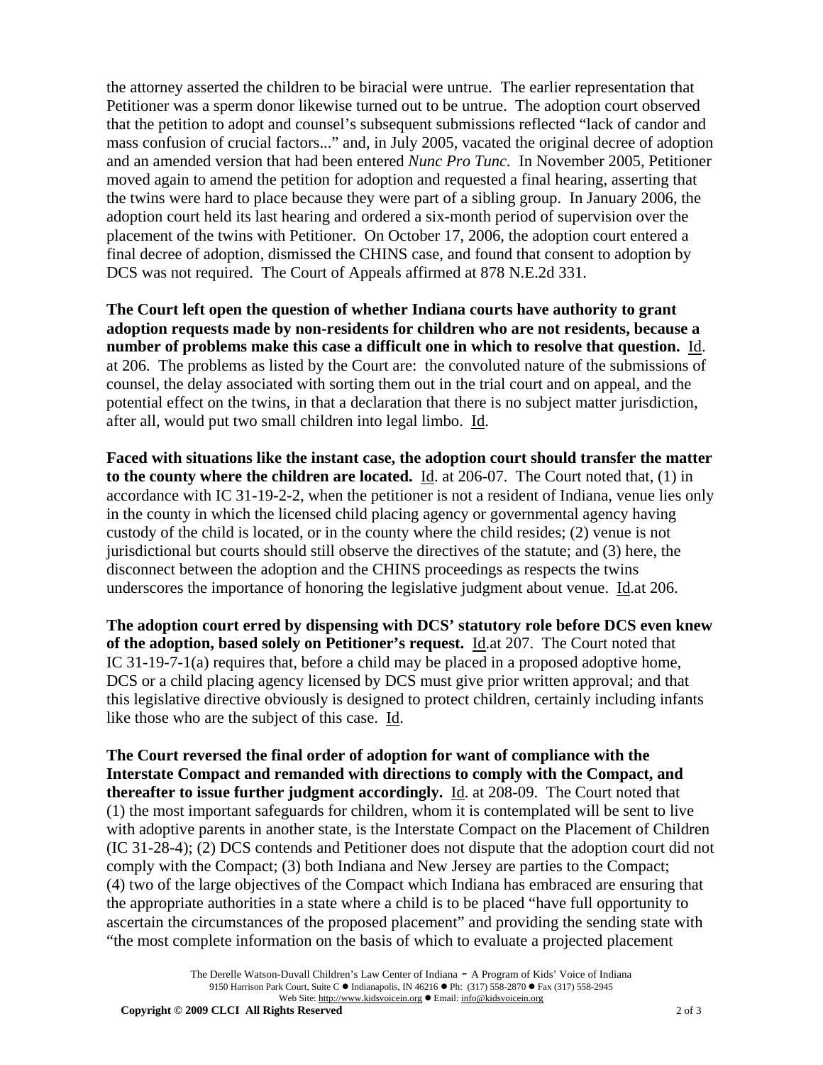the attorney asserted the children to be biracial were untrue. The earlier representation that Petitioner was a sperm donor likewise turned out to be untrue. The adoption court observed that the petition to adopt and counsel's subsequent submissions reflected "lack of candor and mass confusion of crucial factors..." and, in July 2005, vacated the original decree of adoption and an amended version that had been entered *Nunc Pro Tunc.* In November 2005, Petitioner moved again to amend the petition for adoption and requested a final hearing, asserting that the twins were hard to place because they were part of a sibling group. In January 2006, the adoption court held its last hearing and ordered a six-month period of supervision over the placement of the twins with Petitioner. On October 17, 2006, the adoption court entered a final decree of adoption, dismissed the CHINS case, and found that consent to adoption by DCS was not required. The Court of Appeals affirmed at 878 N.E.2d 331.

**The Court left open the question of whether Indiana courts have authority to grant adoption requests made by non-residents for children who are not residents, because a number of problems make this case a difficult one in which to resolve that question.** Id. at 206. The problems as listed by the Court are: the convoluted nature of the submissions of counsel, the delay associated with sorting them out in the trial court and on appeal, and the potential effect on the twins, in that a declaration that there is no subject matter jurisdiction, after all, would put two small children into legal limbo. Id.

**Faced with situations like the instant case, the adoption court should transfer the matter to the county where the children are located.** Id. at 206-07. The Court noted that, (1) in accordance with IC 31-19-2-2, when the petitioner is not a resident of Indiana, venue lies only in the county in which the licensed child placing agency or governmental agency having custody of the child is located, or in the county where the child resides; (2) venue is not jurisdictional but courts should still observe the directives of the statute; and (3) here, the disconnect between the adoption and the CHINS proceedings as respects the twins underscores the importance of honoring the legislative judgment about venue. Id.at 206.

**The adoption court erred by dispensing with DCS' statutory role before DCS even knew of the adoption, based solely on Petitioner's request.** Id.at 207. The Court noted that IC 31-19-7-1(a) requires that, before a child may be placed in a proposed adoptive home, DCS or a child placing agency licensed by DCS must give prior written approval; and that this legislative directive obviously is designed to protect children, certainly including infants like those who are the subject of this case. Id.

**The Court reversed the final order of adoption for want of compliance with the Interstate Compact and remanded with directions to comply with the Compact, and thereafter to issue further judgment accordingly.** Id. at 208-09. The Court noted that (1) the most important safeguards for children, whom it is contemplated will be sent to live with adoptive parents in another state, is the Interstate Compact on the Placement of Children (IC 31-28-4); (2) DCS contends and Petitioner does not dispute that the adoption court did not comply with the Compact; (3) both Indiana and New Jersey are parties to the Compact; (4) two of the large objectives of the Compact which Indiana has embraced are ensuring that the appropriate authorities in a state where a child is to be placed "have full opportunity to ascertain the circumstances of the proposed placement" and providing the sending state with "the most complete information on the basis of which to evaluate a projected placement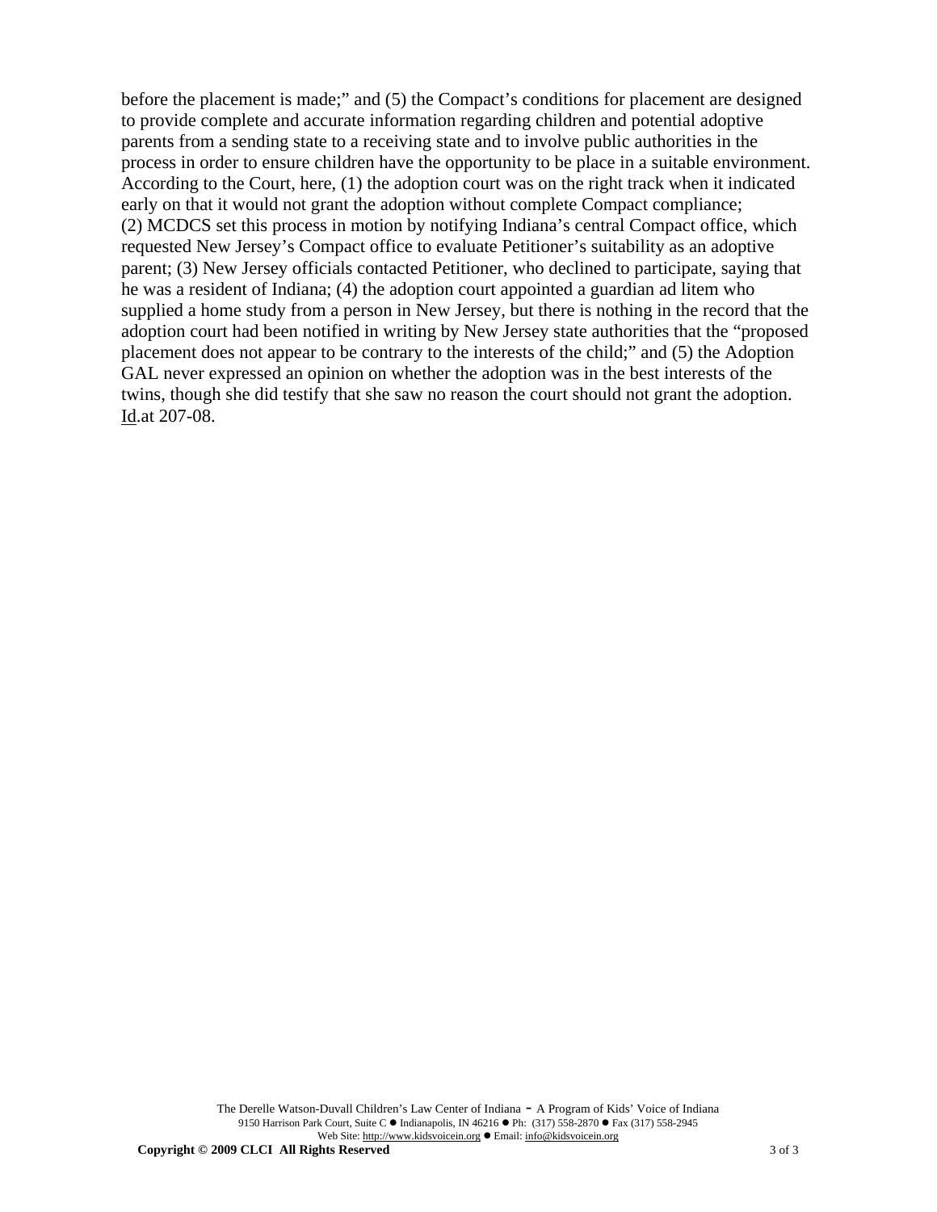before the placement is made;" and (5) the Compact's conditions for placement are designed to provide complete and accurate information regarding children and potential adoptive parents from a sending state to a receiving state and to involve public authorities in the process in order to ensure children have the opportunity to be place in a suitable environment. According to the Court, here, (1) the adoption court was on the right track when it indicated early on that it would not grant the adoption without complete Compact compliance; (2) MCDCS set this process in motion by notifying Indiana's central Compact office, which requested New Jersey's Compact office to evaluate Petitioner's suitability as an adoptive parent; (3) New Jersey officials contacted Petitioner, who declined to participate, saying that he was a resident of Indiana; (4) the adoption court appointed a guardian ad litem who supplied a home study from a person in New Jersey, but there is nothing in the record that the adoption court had been notified in writing by New Jersey state authorities that the "proposed placement does not appear to be contrary to the interests of the child;" and (5) the Adoption GAL never expressed an opinion on whether the adoption was in the best interests of the twins, though she did testify that she saw no reason the court should not grant the adoption. Id.at 207-08.